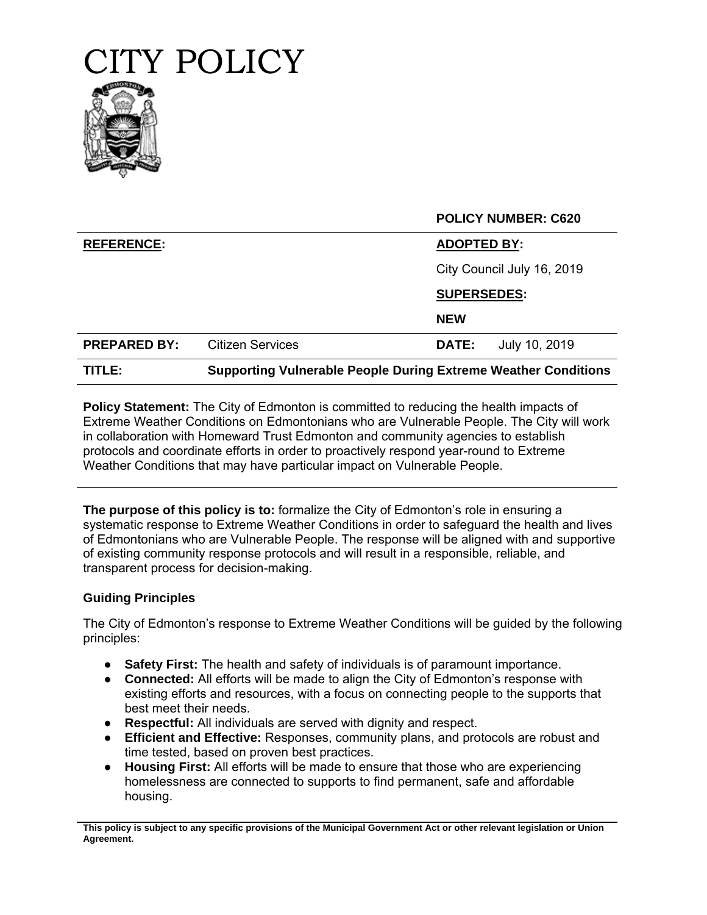# CITY POLICY

| | | **POLICY NUMBER: C620** | |
|---|---|---|---|
| **REFERENCE:** | | **ADOPTED BY:** | |
| | | City Council July 16, 2019 | |
| | | **SUPERSEDES:** | |
| | | **NEW** | |
| **PREPARED BY:** | Citizen Services | **DATE:** | July 10, 2019 |
| **TITLE:** | **Supporting Vulnerable People During Extreme Weather Conditions** | | |

**Policy Statement:** The City of Edmonton is committed to reducing the health impacts of Extreme Weather Conditions on Edmontonians who are Vulnerable People. The City will work in collaboration with Homeward Trust Edmonton and community agencies to establish protocols and coordinate efforts in order to proactively respond year-round to Extreme Weather Conditions that may have particular impact on Vulnerable People.

---

**The purpose of this policy is to:** formalize the City of Edmonton's role in ensuring a systematic response to Extreme Weather Conditions in order to safeguard the health and lives of Edmontonians who are Vulnerable People. The response will be aligned with and supportive of existing community response protocols and will result in a responsible, reliable, and transparent process for decision-making.

### Guiding Principles

The City of Edmonton's response to Extreme Weather Conditions will be guided by the following principles:

- **Safety First:** The health and safety of individuals is of paramount importance.
- **Connected:** All efforts will be made to align the City of Edmonton's response with existing efforts and resources, with a focus on connecting people to the supports that best meet their needs.
- **Respectful:** All individuals are served with dignity and respect.
- **Efficient and Effective:** Responses, community plans, and protocols are robust and time tested, based on proven best practices.
- **Housing First:** All efforts will be made to ensure that those who are experiencing homelessness are connected to supports to find permanent, safe and affordable housing.

**This policy is subject to any specific provisions of the Municipal Government Act or other relevant legislation or Union Agreement.**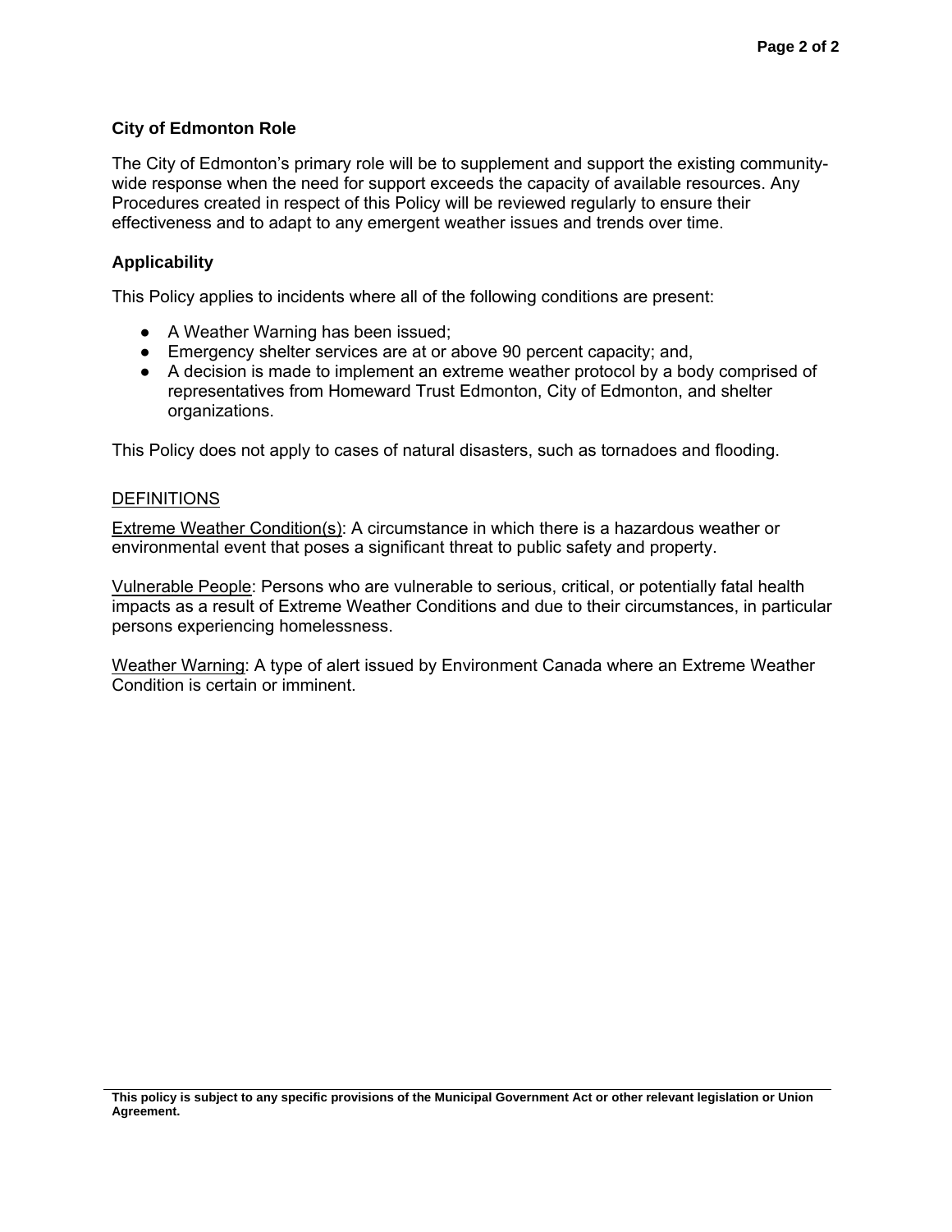### City of Edmonton Role

The City of Edmonton's primary role will be to supplement and support the existing community-wide response when the need for support exceeds the capacity of available resources. Any Procedures created in respect of this Policy will be reviewed regularly to ensure their effectiveness and to adapt to any emergent weather issues and trends over time.

### Applicability

This Policy applies to incidents where all of the following conditions are present:

- A Weather Warning has been issued;
- Emergency shelter services are at or above 90 percent capacity; and,
- A decision is made to implement an extreme weather protocol by a body comprised of representatives from Homeward Trust Edmonton, City of Edmonton, and shelter organizations.

This Policy does not apply to cases of natural disasters, such as tornadoes and flooding.

## DEFINITIONS

Extreme Weather Condition(s): A circumstance in which there is a hazardous weather or environmental event that poses a significant threat to public safety and property.

Vulnerable People: Persons who are vulnerable to serious, critical, or potentially fatal health impacts as a result of Extreme Weather Conditions and due to their circumstances, in particular persons experiencing homelessness.

Weather Warning: A type of alert issued by Environment Canada where an Extreme Weather Condition is certain or imminent.

**This policy is subject to any specific provisions of the Municipal Government Act or other relevant legislation or Union Agreement.**